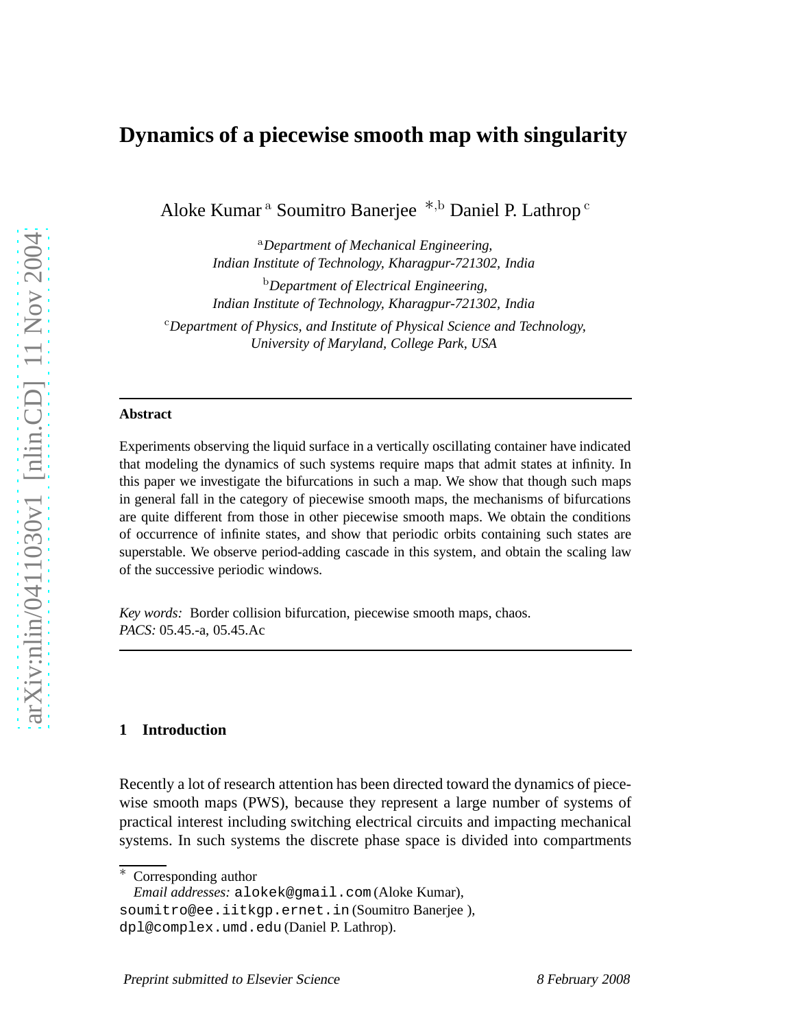# Dynamics of a piecewise smooth map with singularity

Aloke Kumar [a] Soumitro Banerjee [*,b] Daniel P. Lathrop [c]

[a] *Department of Mechanical Engineering, Indian Institute of Technology, Kharagpur-721302, India*

[b] *Department of Electrical Engineering, Indian Institute of Technology, Kharagpur-721302, India*

[c] *Department of Physics, and Institute of Physical Science and Technology, University of Maryland, College Park, USA*

---

**Abstract**

Experiments observing the liquid surface in a vertically oscillating container have indicated that modeling the dynamics of such systems require maps that admit states at infinity. In this paper we investigate the bifurcations in such a map. We show that though such maps in general fall in the category of piecewise smooth maps, the mechanisms of bifurcations are quite different from those in other piecewise smooth maps. We obtain the conditions of occurrence of infinite states, and show that periodic orbits containing such states are superstable. We observe period-adding cascade in this system, and obtain the scaling law of the successive periodic windows.

*Key words:* Border collision bifurcation, piecewise smooth maps, chaos.
*PACS:* 05.45.-a, 05.45.Ac

---

## 1 Introduction

Recently a lot of research attention has been directed toward the dynamics of piecewise smooth maps (PWS), because they represent a large number of systems of practical interest including switching electrical circuits and impacting mechanical systems. In such systems the discrete phase space is divided into compartments

---

[*] Corresponding author
*Email addresses:* alokek@gmail.com (Aloke Kumar), soumitro@ee.iitkgp.ernet.in (Soumitro Banerjee ), dpl@complex.umd.edu (Daniel P. Lathrop).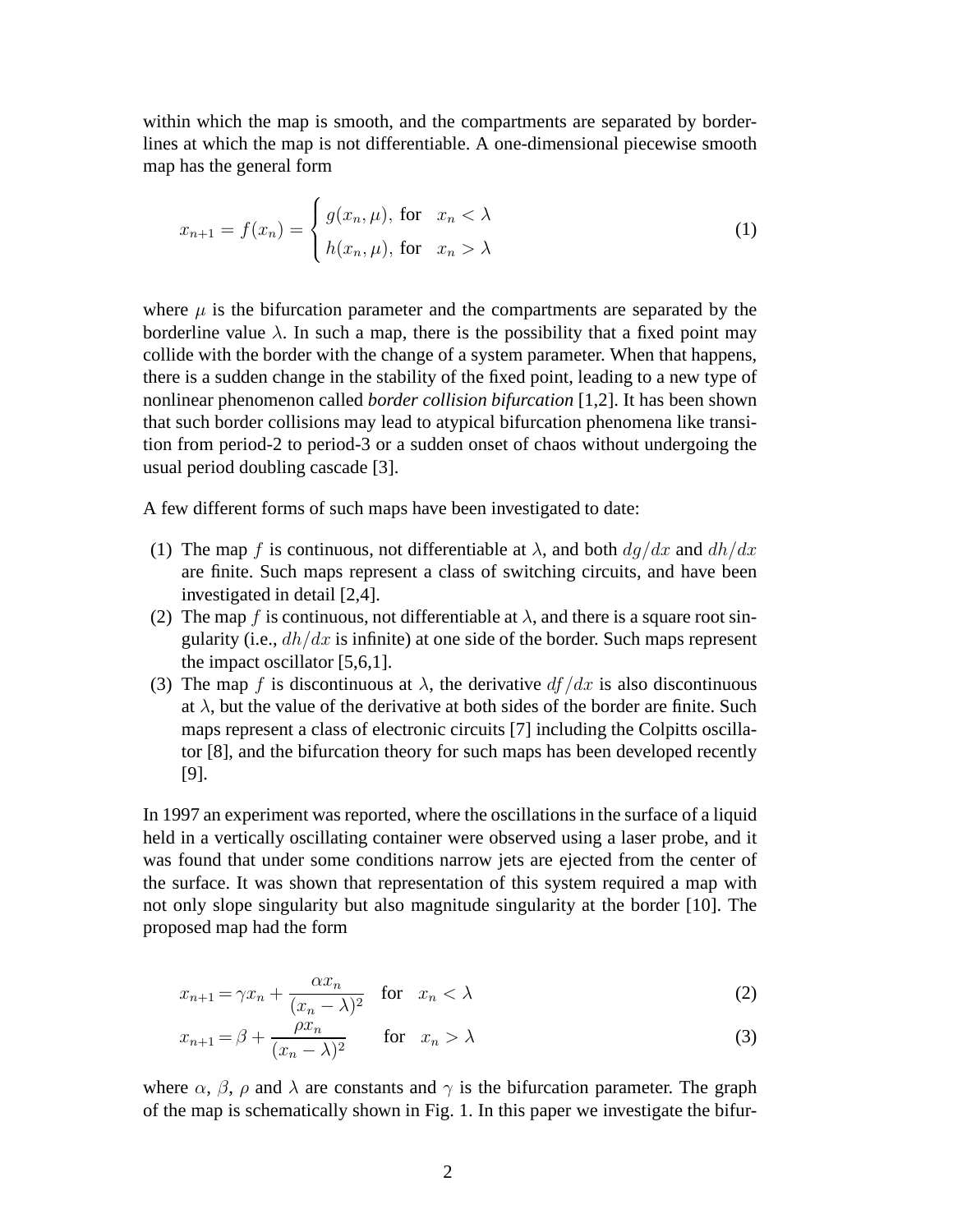within which the map is smooth, and the compartments are separated by borderlines at which the map is not differentiable. A one-dimensional piecewise smooth map has the general form

$$x_{n+1} = f(x_n) = \begin{cases} g(x_n, \mu), \text{ for } & x_n < \lambda \\ h(x_n, \mu), \text{ for } & x_n > \lambda \end{cases} \tag{1}$$

where $\mu$ is the bifurcation parameter and the compartments are separated by the borderline value $\lambda$. In such a map, there is the possibility that a fixed point may collide with the border with the change of a system parameter. When that happens, there is a sudden change in the stability of the fixed point, leading to a new type of nonlinear phenomenon called *border collision bifurcation* [1,2]. It has been shown that such border collisions may lead to atypical bifurcation phenomena like transition from period-2 to period-3 or a sudden onset of chaos without undergoing the usual period doubling cascade [3].

A few different forms of such maps have been investigated to date:

(1) The map $f$ is continuous, not differentiable at $\lambda$, and both $dg/dx$ and $dh/dx$ are finite. Such maps represent a class of switching circuits, and have been investigated in detail [2,4].

(2) The map $f$ is continuous, not differentiable at $\lambda$, and there is a square root singularity (i.e., $dh/dx$ is infinite) at one side of the border. Such maps represent the impact oscillator [5,6,1].

(3) The map $f$ is discontinuous at $\lambda$, the derivative $df/dx$ is also discontinuous at $\lambda$, but the value of the derivative at both sides of the border are finite. Such maps represent a class of electronic circuits [7] including the Colpitts oscillator [8], and the bifurcation theory for such maps has been developed recently [9].

In 1997 an experiment was reported, where the oscillations in the surface of a liquid held in a vertically oscillating container were observed using a laser probe, and it was found that under some conditions narrow jets are ejected from the center of the surface. It was shown that representation of this system required a map with not only slope singularity but also magnitude singularity at the border [10]. The proposed map had the form

$$x_{n+1} = \gamma x_n + \frac{\alpha x_n}{(x_n - \lambda)^2} \quad \text{for} \quad x_n < \lambda \tag{2}$$

$$x_{n+1} = \beta + \frac{\rho x_n}{(x_n - \lambda)^2} \qquad \text{for} \quad x_n > \lambda \tag{3}$$

where $\alpha$, $\beta$, $\rho$ and $\lambda$ are constants and $\gamma$ is the bifurcation parameter. The graph of the map is schematically shown in Fig. 1. In this paper we investigate the bifur-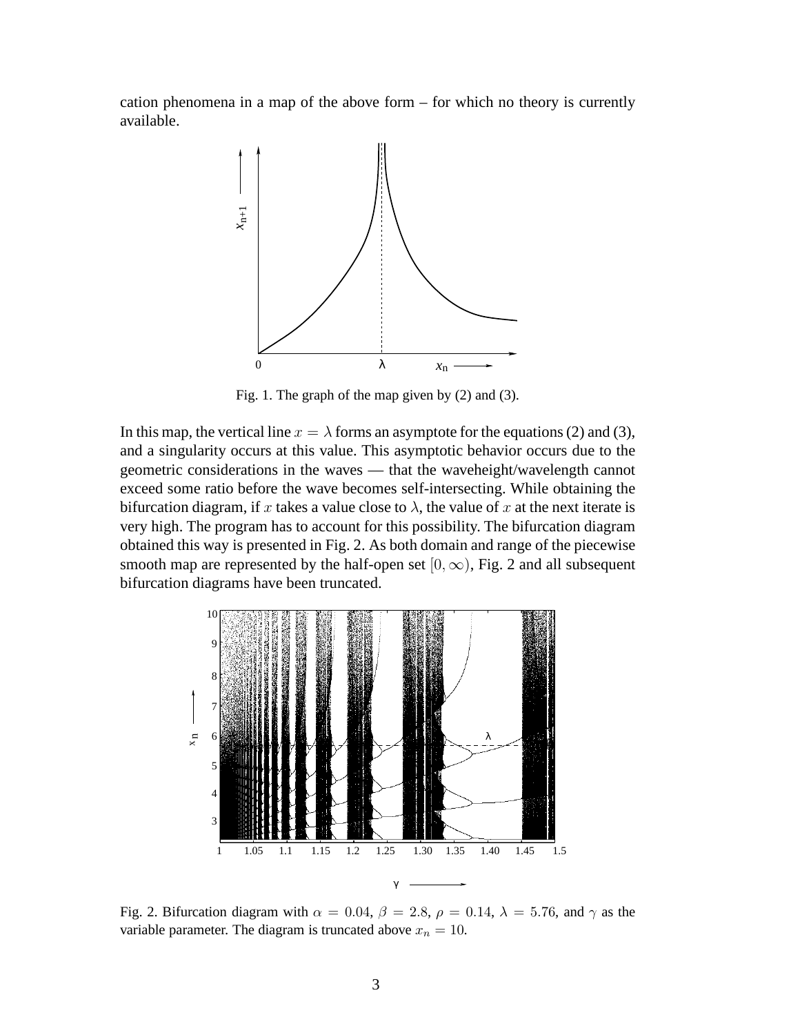cation phenomena in a map of the above form – for which no theory is currently available.

Fig. 1. The graph of the map given by (2) and (3).

In this map, the vertical line $x = \lambda$ forms an asymptote for the equations (2) and (3), and a singularity occurs at this value. This asymptotic behavior occurs due to the geometric considerations in the waves — that the waveheight/wavelength cannot exceed some ratio before the wave becomes self-intersecting. While obtaining the bifurcation diagram, if $x$ takes a value close to $\lambda$, the value of $x$ at the next iterate is very high. The program has to account for this possibility. The bifurcation diagram obtained this way is presented in Fig. 2. As both domain and range of the piecewise smooth map are represented by the half-open set $[0, \infty)$, Fig. 2 and all subsequent bifurcation diagrams have been truncated.

Fig. 2. Bifurcation diagram with $\alpha = 0.04$, $\beta = 2.8$, $\rho = 0.14$, $\lambda = 5.76$, and $\gamma$ as the variable parameter. The diagram is truncated above $x_n = 10$.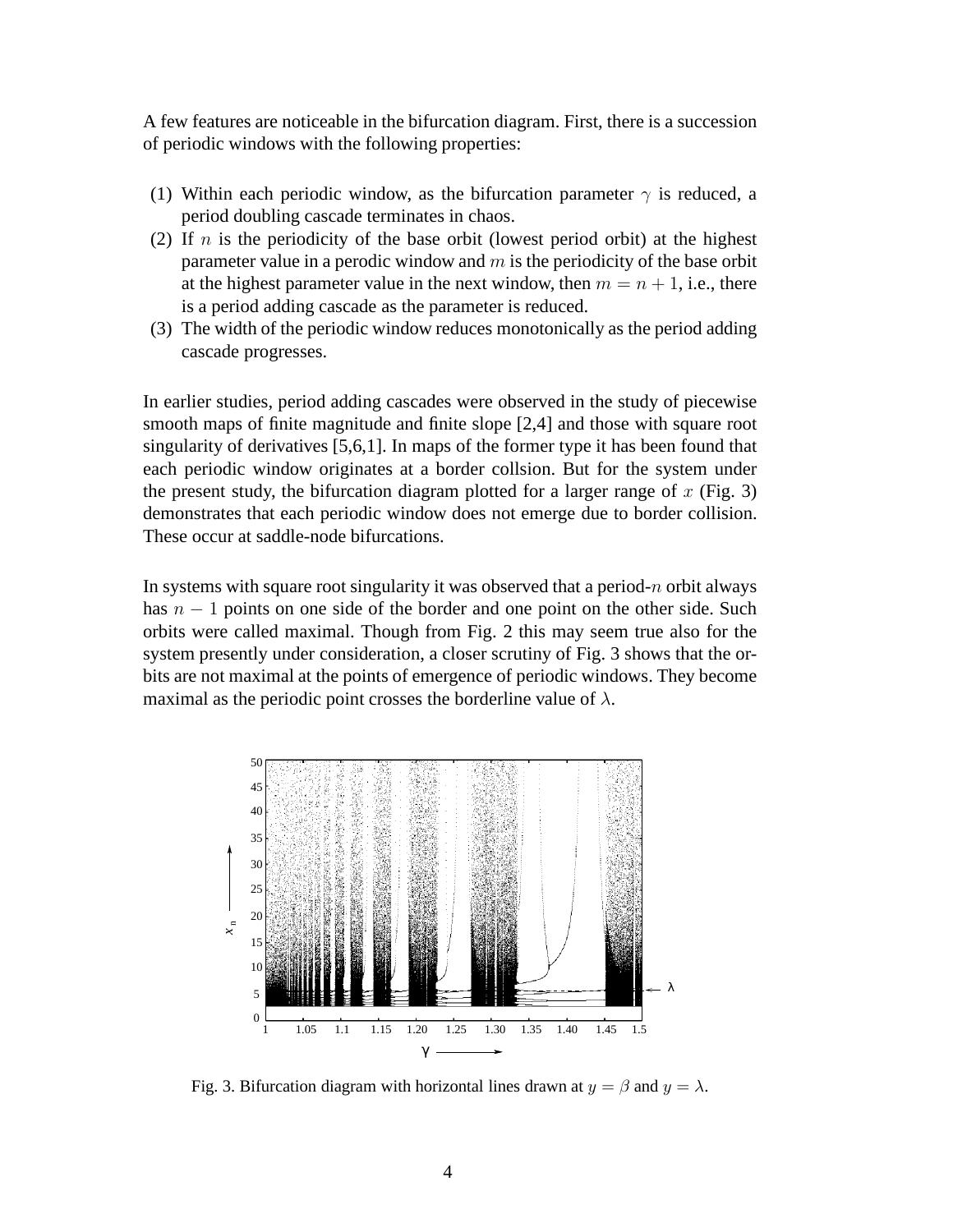A few features are noticeable in the bifurcation diagram. First, there is a succession of periodic windows with the following properties:

(1) Within each periodic window, as the bifurcation parameter $\gamma$ is reduced, a period doubling cascade terminates in chaos.
(2) If $n$ is the periodicity of the base orbit (lowest period orbit) at the highest parameter value in a perodic window and $m$ is the periodicity of the base orbit at the highest parameter value in the next window, then $m = n + 1$, i.e., there is a period adding cascade as the parameter is reduced.
(3) The width of the periodic window reduces monotonically as the period adding cascade progresses.

In earlier studies, period adding cascades were observed in the study of piecewise smooth maps of finite magnitude and finite slope [2,4] and those with square root singularity of derivatives [5,6,1]. In maps of the former type it has been found that each periodic window originates at a border collsion. But for the system under the present study, the bifurcation diagram plotted for a larger range of $x$ (Fig. 3) demonstrates that each periodic window does not emerge due to border collision. These occur at saddle-node bifurcations.

In systems with square root singularity it was observed that a period-$n$ orbit always has $n - 1$ points on one side of the border and one point on the other side. Such orbits were called maximal. Though from Fig. 2 this may seem true also for the system presently under consideration, a closer scrutiny of Fig. 3 shows that the orbits are not maximal at the points of emergence of periodic windows. They become maximal as the periodic point crosses the borderline value of $\lambda$.

Fig. 3. Bifurcation diagram with horizontal lines drawn at $y = \beta$ and $y = \lambda$.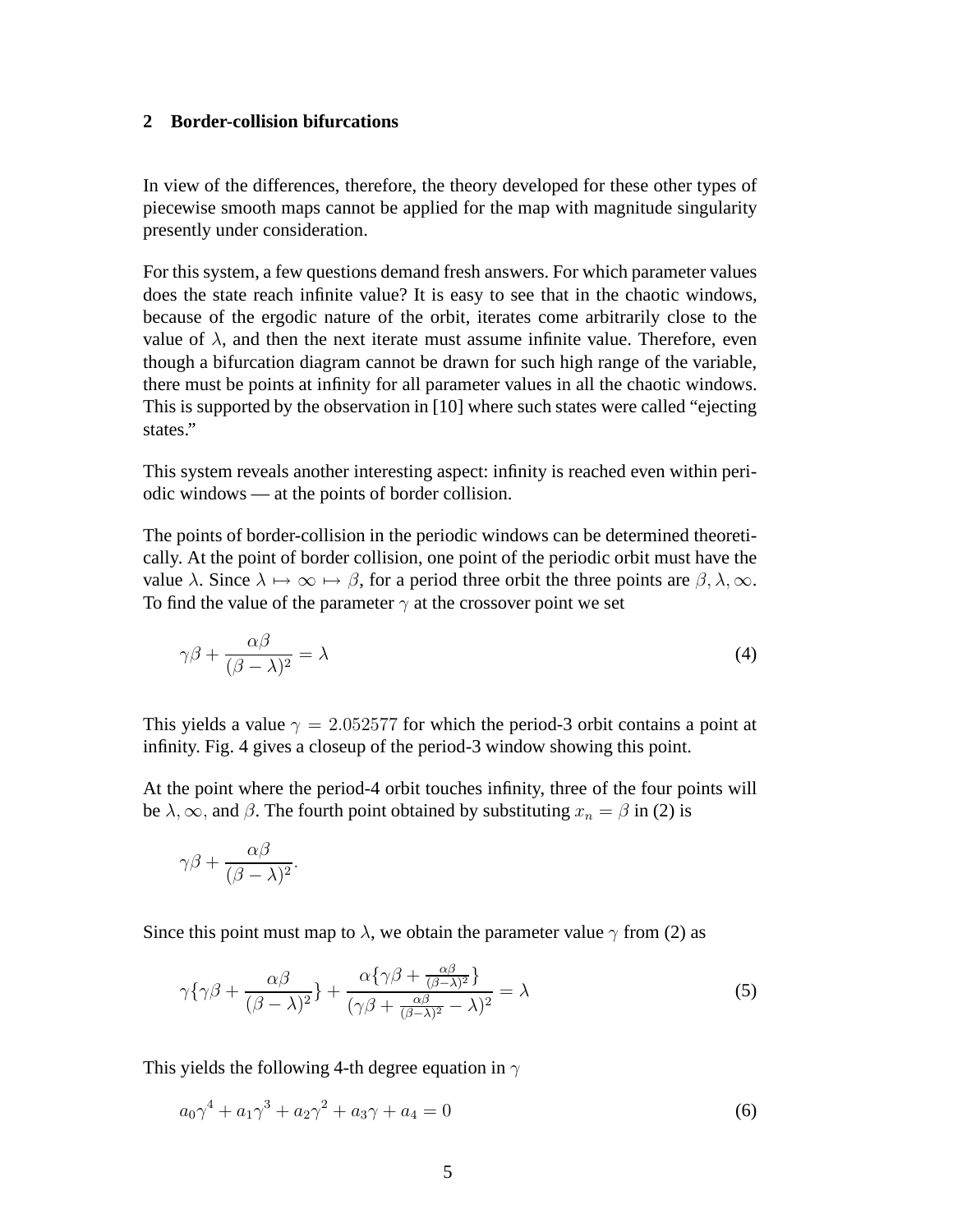## 2 Border-collision bifurcations

In view of the differences, therefore, the theory developed for these other types of piecewise smooth maps cannot be applied for the map with magnitude singularity presently under consideration.

For this system, a few questions demand fresh answers. For which parameter values does the state reach infinite value? It is easy to see that in the chaotic windows, because of the ergodic nature of the orbit, iterates come arbitrarily close to the value of $\lambda$, and then the next iterate must assume infinite value. Therefore, even though a bifurcation diagram cannot be drawn for such high range of the variable, there must be points at infinity for all parameter values in all the chaotic windows. This is supported by the observation in [10] where such states were called "ejecting states."

This system reveals another interesting aspect: infinity is reached even within periodic windows — at the points of border collision.

The points of border-collision in the periodic windows can be determined theoretically. At the point of border collision, one point of the periodic orbit must have the value $\lambda$. Since $\lambda \mapsto \infty \mapsto \beta$, for a period three orbit the three points are $\beta, \lambda, \infty$. To find the value of the parameter $\gamma$ at the crossover point we set

$$\gamma\beta + \frac{\alpha\beta}{(\beta - \lambda)^2} = \lambda \tag{4}$$

This yields a value $\gamma = 2.052577$ for which the period-3 orbit contains a point at infinity. Fig. 4 gives a closeup of the period-3 window showing this point.

At the point where the period-4 orbit touches infinity, three of the four points will be $\lambda, \infty$, and $\beta$. The fourth point obtained by substituting $x_n = \beta$ in (2) is

$$\gamma\beta + \frac{\alpha\beta}{(\beta - \lambda)^2}.$$

Since this point must map to $\lambda$, we obtain the parameter value $\gamma$ from (2) as

$$\gamma\{\gamma\beta + \frac{\alpha\beta}{(\beta - \lambda)^2}\} + \frac{\alpha\{\gamma\beta + \frac{\alpha\beta}{(\beta-\lambda)^2}\}}{(\gamma\beta + \frac{\alpha\beta}{(\beta-\lambda)^2} - \lambda)^2} = \lambda \tag{5}$$

This yields the following 4-th degree equation in $\gamma$

$$a_0\gamma^4 + a_1\gamma^3 + a_2\gamma^2 + a_3\gamma + a_4 = 0 \tag{6}$$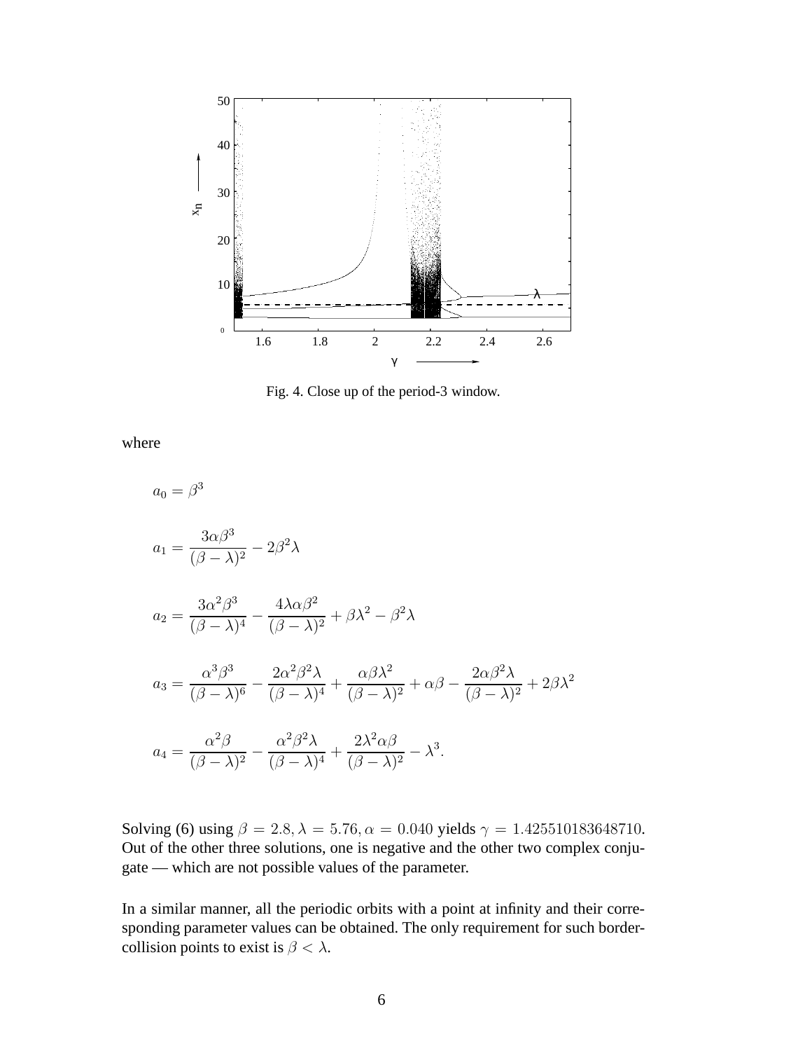Fig. 4. Close up of the period-3 window.

where

$$a_0 = \beta^3$$

$$a_1 = \frac{3\alpha\beta^3}{(\beta-\lambda)^2} - 2\beta^2\lambda$$

$$a_2 = \frac{3\alpha^2\beta^3}{(\beta-\lambda)^4} - \frac{4\lambda\alpha\beta^2}{(\beta-\lambda)^2} + \beta\lambda^2 - \beta^2\lambda$$

$$a_3 = \frac{\alpha^3\beta^3}{(\beta-\lambda)^6} - \frac{2\alpha^2\beta^2\lambda}{(\beta-\lambda)^4} + \frac{\alpha\beta\lambda^2}{(\beta-\lambda)^2} + \alpha\beta - \frac{2\alpha\beta^2\lambda}{(\beta-\lambda)^2} + 2\beta\lambda^2$$

$$a_4 = \frac{\alpha^2\beta}{(\beta-\lambda)^2} - \frac{\alpha^2\beta^2\lambda}{(\beta-\lambda)^4} + \frac{2\lambda^2\alpha\beta}{(\beta-\lambda)^2} - \lambda^3.$$

Solving (6) using $\beta = 2.8, \lambda = 5.76, \alpha = 0.040$ yields $\gamma = 1.425510183648710$. Out of the other three solutions, one is negative and the other two complex conjugate — which are not possible values of the parameter.

In a similar manner, all the periodic orbits with a point at infinity and their corresponding parameter values can be obtained. The only requirement for such border-collision points to exist is $\beta < \lambda$.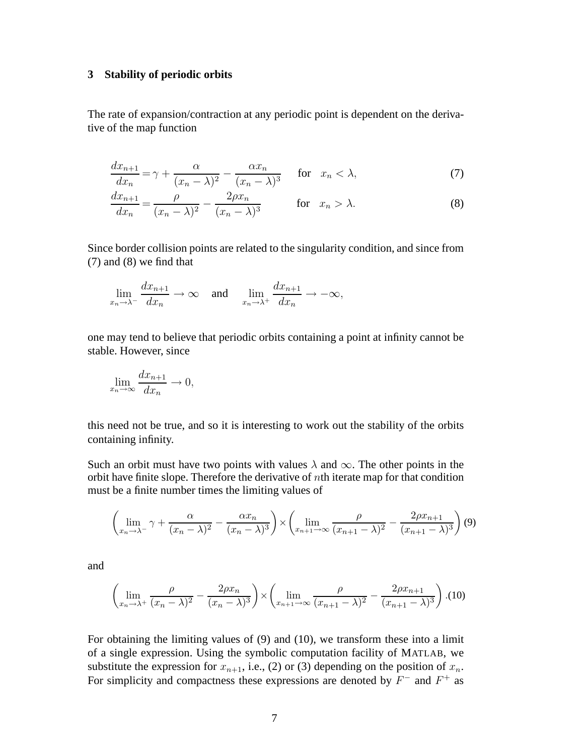## 3 Stability of periodic orbits

The rate of expansion/contraction at any periodic point is dependent on the derivative of the map function

$$\frac{dx_{n+1}}{dx_n} = \gamma + \frac{\alpha}{(x_n - \lambda)^2} - \frac{\alpha x_n}{(x_n - \lambda)^3} \quad \text{for} \quad x_n < \lambda, \tag{7}$$

$$\frac{dx_{n+1}}{dx_n} = \frac{\rho}{(x_n - \lambda)^2} - \frac{2\rho x_n}{(x_n - \lambda)^3} \quad \text{for} \quad x_n > \lambda. \tag{8}$$

Since border collision points are related to the singularity condition, and since from (7) and (8) we find that

$$\lim_{x_n \to \lambda^-} \frac{dx_{n+1}}{dx_n} \to \infty \quad \text{and} \quad \lim_{x_n \to \lambda^+} \frac{dx_{n+1}}{dx_n} \to -\infty,$$

one may tend to believe that periodic orbits containing a point at infinity cannot be stable. However, since

$$\lim_{x_n \to \infty} \frac{dx_{n+1}}{dx_n} \to 0,$$

this need not be true, and so it is interesting to work out the stability of the orbits containing infinity.

Such an orbit must have two points with values $\lambda$ and $\infty$. The other points in the orbit have finite slope. Therefore the derivative of $n$th iterate map for that condition must be a finite number times the limiting values of

$$\left( \lim_{x_n \to \lambda^-} \gamma + \frac{\alpha}{(x_n - \lambda)^2} - \frac{\alpha x_n}{(x_n - \lambda)^3} \right) \times \left( \lim_{x_{n+1} \to \infty} \frac{\rho}{(x_{n+1} - \lambda)^2} - \frac{2\rho x_{n+1}}{(x_{n+1} - \lambda)^3} \right) \tag{9}$$

and

$$\left( \lim_{x_n \to \lambda^+} \frac{\rho}{(x_n - \lambda)^2} - \frac{2\rho x_n}{(x_n - \lambda)^3} \right) \times \left( \lim_{x_{n+1} \to \infty} \frac{\rho}{(x_{n+1} - \lambda)^2} - \frac{2\rho x_{n+1}}{(x_{n+1} - \lambda)^3} \right). \tag{10}$$

For obtaining the limiting values of (9) and (10), we transform these into a limit of a single expression. Using the symbolic computation facility of MATLAB, we substitute the expression for $x_{n+1}$, i.e., (2) or (3) depending on the position of $x_n$. For simplicity and compactness these expressions are denoted by $F^-$ and $F^+$ as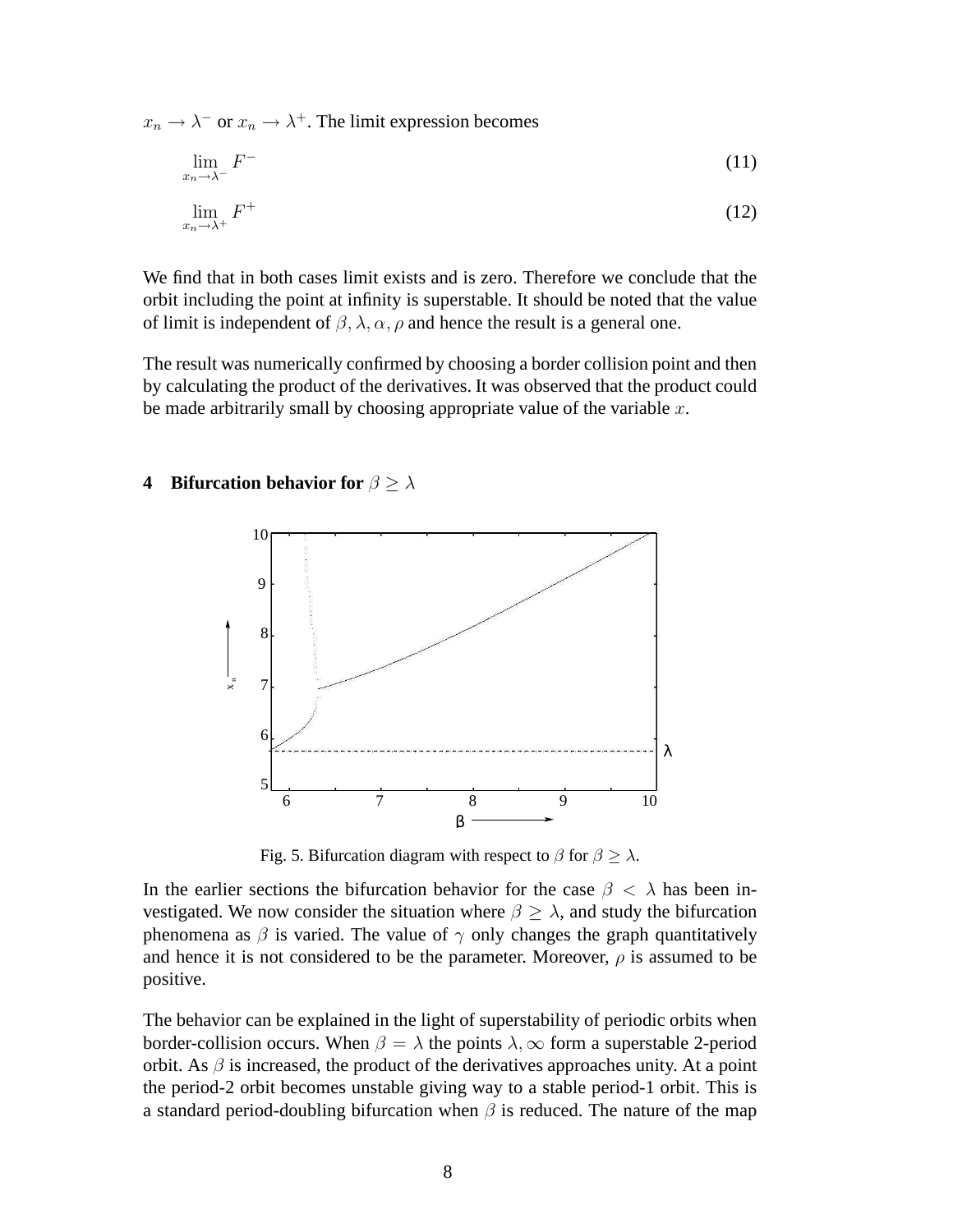$x_n \to \lambda^-$ or $x_n \to \lambda^+$. The limit expression becomes

$$\lim_{x_n \to \lambda^-} F^- \tag{11}$$

$$\lim_{x_n \to \lambda^+} F^+ \tag{12}$$

We find that in both cases limit exists and is zero. Therefore we conclude that the orbit including the point at infinity is superstable. It should be noted that the value of limit is independent of $\beta, \lambda, \alpha, \rho$ and hence the result is a general one.

The result was numerically confirmed by choosing a border collision point and then by calculating the product of the derivatives. It was observed that the product could be made arbitrarily small by choosing appropriate value of the variable $x$.

## 4 Bifurcation behavior for $\beta \geq \lambda$

Fig. 5. Bifurcation diagram with respect to $\beta$ for $\beta \geq \lambda$.

In the earlier sections the bifurcation behavior for the case $\beta < \lambda$ has been investigated. We now consider the situation where $\beta \geq \lambda$, and study the bifurcation phenomena as $\beta$ is varied. The value of $\gamma$ only changes the graph quantitatively and hence it is not considered to be the parameter. Moreover, $\rho$ is assumed to be positive.

The behavior can be explained in the light of superstability of periodic orbits when border-collision occurs. When $\beta = \lambda$ the points $\lambda, \infty$ form a superstable 2-period orbit. As $\beta$ is increased, the product of the derivatives approaches unity. At a point the period-2 orbit becomes unstable giving way to a stable period-1 orbit. This is a standard period-doubling bifurcation when $\beta$ is reduced. The nature of the map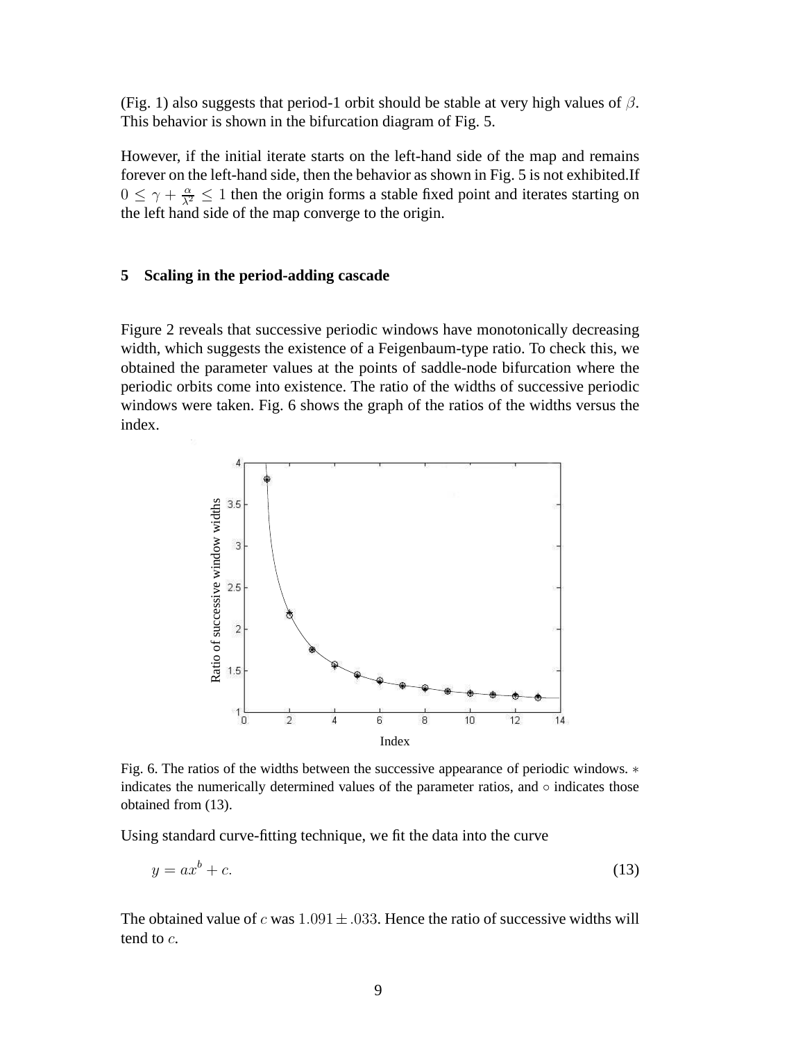(Fig. 1) also suggests that period-1 orbit should be stable at very high values of $\beta$. This behavior is shown in the bifurcation diagram of Fig. 5.

However, if the initial iterate starts on the left-hand side of the map and remains forever on the left-hand side, then the behavior as shown in Fig. 5 is not exhibited.If $0 \leq \gamma + \frac{\alpha}{\lambda^2} \leq 1$ then the origin forms a stable fixed point and iterates starting on the left hand side of the map converge to the origin.

## 5 Scaling in the period-adding cascade

Figure 2 reveals that successive periodic windows have monotonically decreasing width, which suggests the existence of a Feigenbaum-type ratio. To check this, we obtained the parameter values at the points of saddle-node bifurcation where the periodic orbits come into existence. The ratio of the widths of successive periodic windows were taken. Fig. 6 shows the graph of the ratios of the widths versus the index.

Fig. 6. The ratios of the widths between the successive appearance of periodic windows. $*$ indicates the numerically determined values of the parameter ratios, and $\circ$ indicates those obtained from (13).

Using standard curve-fitting technique, we fit the data into the curve

$$y = ax^b + c. \tag{13}$$

The obtained value of $c$ was $1.091 \pm .033$. Hence the ratio of successive widths will tend to $c$.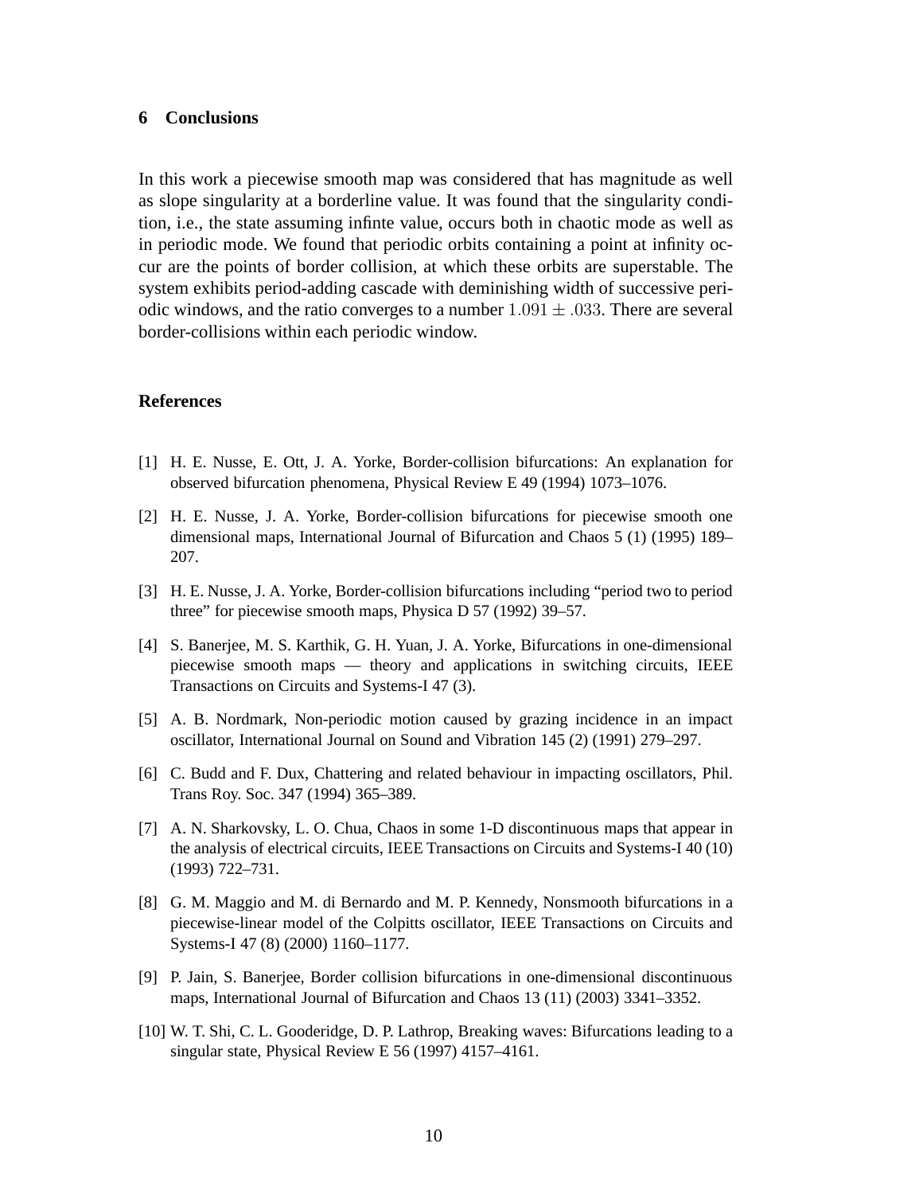## 6 Conclusions

In this work a piecewise smooth map was considered that has magnitude as well as slope singularity at a borderline value. It was found that the singularity condition, i.e., the state assuming infinte value, occurs both in chaotic mode as well as in periodic mode. We found that periodic orbits containing a point at infinity occur are the points of border collision, at which these orbits are superstable. The system exhibits period-adding cascade with deminishing width of successive periodic windows, and the ratio converges to a number $1.091 \pm .033$. There are several border-collisions within each periodic window.

## References

[1] H. E. Nusse, E. Ott, J. A. Yorke, Border-collision bifurcations: An explanation for observed bifurcation phenomena, Physical Review E 49 (1994) 1073–1076.

[2] H. E. Nusse, J. A. Yorke, Border-collision bifurcations for piecewise smooth one dimensional maps, International Journal of Bifurcation and Chaos 5 (1) (1995) 189–207.

[3] H. E. Nusse, J. A. Yorke, Border-collision bifurcations including "period two to period three" for piecewise smooth maps, Physica D 57 (1992) 39–57.

[4] S. Banerjee, M. S. Karthik, G. H. Yuan, J. A. Yorke, Bifurcations in one-dimensional piecewise smooth maps — theory and applications in switching circuits, IEEE Transactions on Circuits and Systems-I 47 (3).

[5] A. B. Nordmark, Non-periodic motion caused by grazing incidence in an impact oscillator, International Journal on Sound and Vibration 145 (2) (1991) 279–297.

[6] C. Budd and F. Dux, Chattering and related behaviour in impacting oscillators, Phil. Trans Roy. Soc. 347 (1994) 365–389.

[7] A. N. Sharkovsky, L. O. Chua, Chaos in some 1-D discontinuous maps that appear in the analysis of electrical circuits, IEEE Transactions on Circuits and Systems-I 40 (10) (1993) 722–731.

[8] G. M. Maggio and M. di Bernardo and M. P. Kennedy, Nonsmooth bifurcations in a piecewise-linear model of the Colpitts oscillator, IEEE Transactions on Circuits and Systems-I 47 (8) (2000) 1160–1177.

[9] P. Jain, S. Banerjee, Border collision bifurcations in one-dimensional discontinuous maps, International Journal of Bifurcation and Chaos 13 (11) (2003) 3341–3352.

[10] W. T. Shi, C. L. Gooderidge, D. P. Lathrop, Breaking waves: Bifurcations leading to a singular state, Physical Review E 56 (1997) 4157–4161.